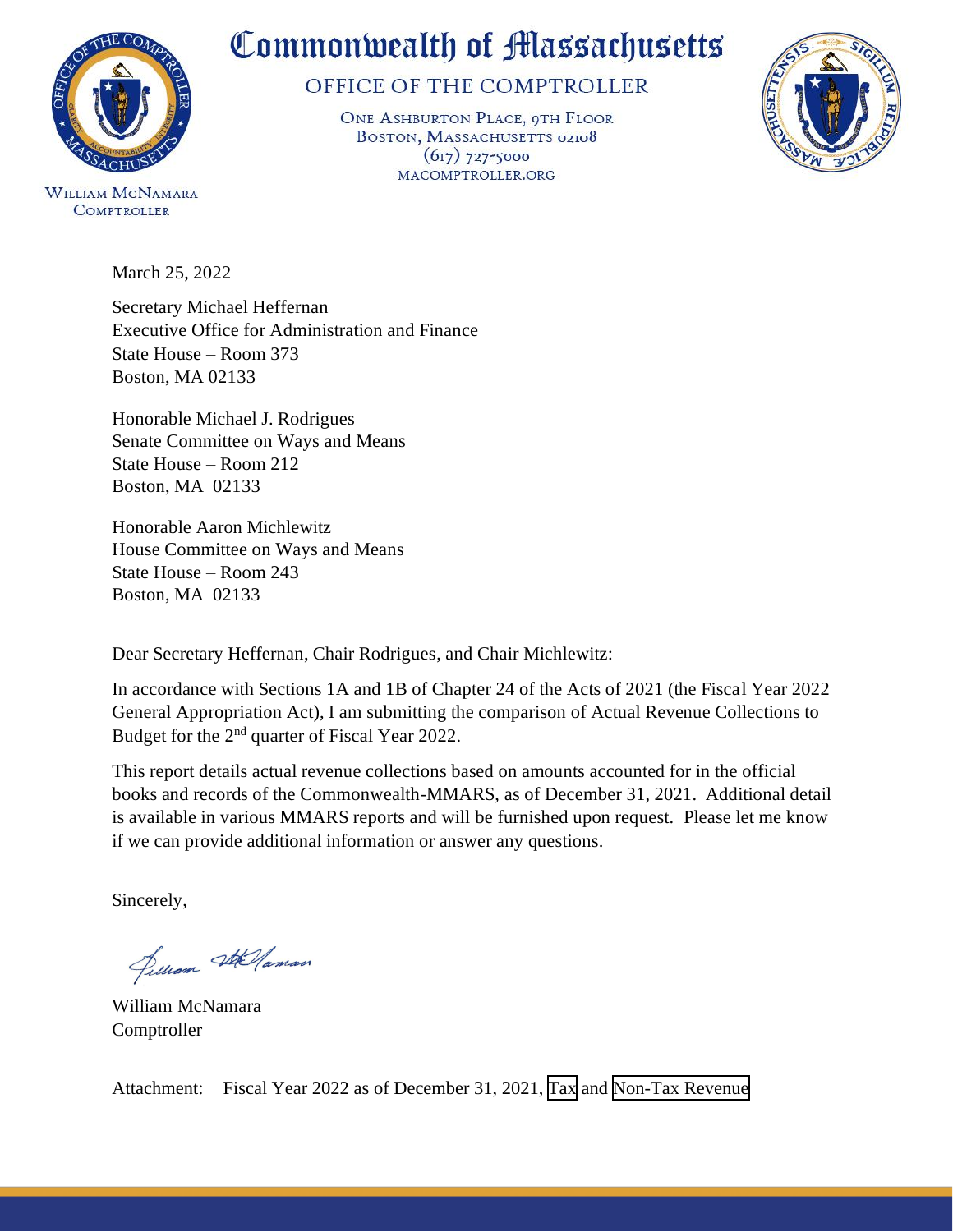# Commonwealth of Massachusetts

## OFFICE OF THE COMPTROLLER

ONE ASHBURTON PLACE, 9TH FLOOR
BOSTON, MASSACHUSETTS 02108
(617) 727-5000
MACOMPTROLLER.ORG

WILLIAM MCNAMARA
COMPTROLLER

March 25, 2022

Secretary Michael Heffernan
Executive Office for Administration and Finance
State House – Room 373
Boston, MA 02133

Honorable Michael J. Rodrigues
Senate Committee on Ways and Means
State House – Room 212
Boston, MA 02133

Honorable Aaron Michlewitz
House Committee on Ways and Means
State House – Room 243
Boston, MA 02133

Dear Secretary Heffernan, Chair Rodrigues, and Chair Michlewitz:

In accordance with Sections 1A and 1B of Chapter 24 of the Acts of 2021 (the Fiscal Year 2022 General Appropriation Act), I am submitting the comparison of Actual Revenue Collections to Budget for the 2nd quarter of Fiscal Year 2022.

This report details actual revenue collections based on amounts accounted for in the official books and records of the Commonwealth-MMARS, as of December 31, 2021. Additional detail is available in various MMARS reports and will be furnished upon request. Please let me know if we can provide additional information or answer any questions.

Sincerely,

William McNamara
Comptroller

Attachment: Fiscal Year 2022 as of December 31, 2021, Tax and Non-Tax Revenue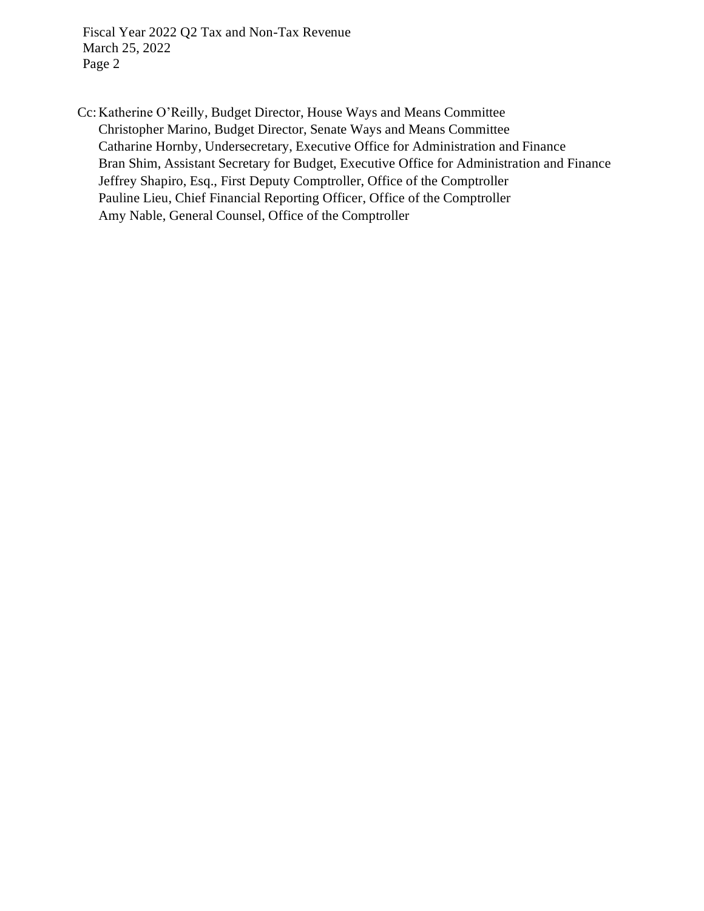Cc: Katherine O'Reilly, Budget Director, House Ways and Means Committee
Christopher Marino, Budget Director, Senate Ways and Means Committee
Catharine Hornby, Undersecretary, Executive Office for Administration and Finance
Bran Shim, Assistant Secretary for Budget, Executive Office for Administration and Finance
Jeffrey Shapiro, Esq., First Deputy Comptroller, Office of the Comptroller
Pauline Lieu, Chief Financial Reporting Officer, Office of the Comptroller
Amy Nable, General Counsel, Office of the Comptroller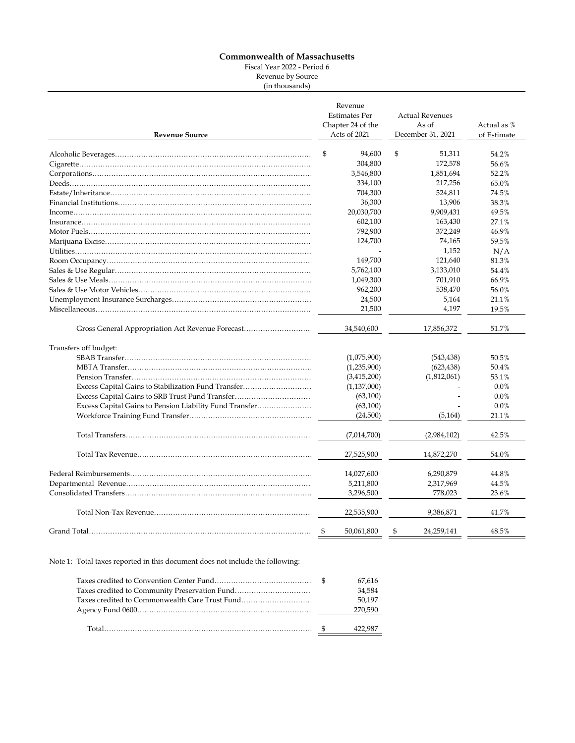**Commonwealth of Massachusetts**

Fiscal Year 2022 - Period 6

Revenue by Source

(in thousands)

| Revenue Source | Revenue Estimates Per Chapter 24 of the Acts of 2021 | Actual Revenues As of December 31, 2021 | Actual as % of Estimate |
|---|---|---|---|
| Alcoholic Beverages | $ 94,600 | $ 51,311 | 54.2% |
| Cigarette | 304,800 | 172,578 | 56.6% |
| Corporations | 3,546,800 | 1,851,694 | 52.2% |
| Deeds | 334,100 | 217,256 | 65.0% |
| Estate/Inheritance | 704,300 | 524,811 | 74.5% |
| Financial Institutions | 36,300 | 13,906 | 38.3% |
| Income | 20,030,700 | 9,909,431 | 49.5% |
| Insurance | 602,100 | 163,430 | 27.1% |
| Motor Fuels | 792,900 | 372,249 | 46.9% |
| Marijuana Excise | 124,700 | 74,165 | 59.5% |
| Utilities | - | 1,152 | N/A |
| Room Occupancy | 149,700 | 121,640 | 81.3% |
| Sales & Use Regular | 5,762,100 | 3,133,010 | 54.4% |
| Sales & Use Meals | 1,049,300 | 701,910 | 66.9% |
| Sales & Use Motor Vehicles | 962,200 | 538,470 | 56.0% |
| Unemployment Insurance Surcharges | 24,500 | 5,164 | 21.1% |
| Miscellaneous | 21,500 | 4,197 | 19.5% |
| Gross General Appropriation Act Revenue Forecast | 34,540,600 | 17,856,372 | 51.7% |
| Transfers off budget: | | | |
| SBAB Transfer | (1,075,900) | (543,438) | 50.5% |
| MBTA Transfer | (1,235,900) | (623,438) | 50.4% |
| Pension Transfer | (3,415,200) | (1,812,061) | 53.1% |
| Excess Capital Gains to Stabilization Fund Transfer | (1,137,000) | - | 0.0% |
| Excess Capital Gains to SRB Trust Fund Transfer | (63,100) | - | 0.0% |
| Excess Capital Gains to Pension Liability Fund Transfer | (63,100) | - | 0.0% |
| Workforce Training Fund Transfer | (24,500) | (5,164) | 21.1% |
| Total Transfers | (7,014,700) | (2,984,102) | 42.5% |
| Total Tax Revenue | 27,525,900 | 14,872,270 | 54.0% |
| Federal Reimbursements | 14,027,600 | 6,290,879 | 44.8% |
| Departmental Revenue | 5,211,800 | 2,317,969 | 44.5% |
| Consolidated Transfers | 3,296,500 | 778,023 | 23.6% |
| Total Non-Tax Revenue | 22,535,900 | 9,386,871 | 41.7% |
| Grand Total | $ 50,061,800 | $ 24,259,141 | 48.5% |

Note 1: Total taxes reported in this document does not include the following:

| | |
|---|---|
| Taxes credited to Convention Center Fund | $ 67,616 |
| Taxes credited to Community Preservation Fund | 34,584 |
| Taxes credited to Commonwealth Care Trust Fund | 50,197 |
| Agency Fund 0600 | 270,590 |
| Total | $ 422,987 |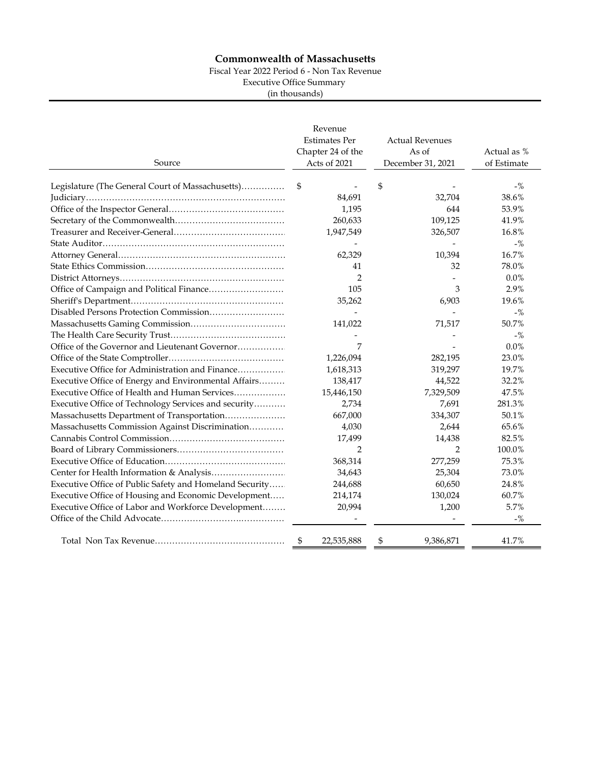# Commonwealth of Massachusetts

Fiscal Year 2022 Period 6 - Non Tax Revenue

Executive Office Summary

(in thousands)

| Source | Revenue Estimates Per Chapter 24 of the Acts of 2021 | Actual Revenues As of December 31, 2021 | Actual as % of Estimate |
|---|---|---|---|
| Legislature (The General Court of Massachusetts) | $ - | $ - | -% |
| Judiciary | 84,691 | 32,704 | 38.6% |
| Office of the Inspector General | 1,195 | 644 | 53.9% |
| Secretary of the Commonwealth | 260,633 | 109,125 | 41.9% |
| Treasurer and Receiver-General | 1,947,549 | 326,507 | 16.8% |
| State Auditor | - | - | -% |
| Attorney General | 62,329 | 10,394 | 16.7% |
| State Ethics Commission | 41 | 32 | 78.0% |
| District Attorneys | 2 | - | 0.0% |
| Office of Campaign and Political Finance | 105 | 3 | 2.9% |
| Sheriff's Department | 35,262 | 6,903 | 19.6% |
| Disabled Persons Protection Commission | - | - | -% |
| Massachusetts Gaming Commission | 141,022 | 71,517 | 50.7% |
| The Health Care Security Trust | - | - | -% |
| Office of the Governor and Lieutenant Governor | 7 | - | 0.0% |
| Office of the State Comptroller | 1,226,094 | 282,195 | 23.0% |
| Executive Office for Administration and Finance | 1,618,313 | 319,297 | 19.7% |
| Executive Office of Energy and Environmental Affairs | 138,417 | 44,522 | 32.2% |
| Executive Office of Health and Human Services | 15,446,150 | 7,329,509 | 47.5% |
| Executive Office of Technology Services and security | 2,734 | 7,691 | 281.3% |
| Massachusetts Department of Transportation | 667,000 | 334,307 | 50.1% |
| Massachusetts Commission Against Discrimination | 4,030 | 2,644 | 65.6% |
| Cannabis Control Commission | 17,499 | 14,438 | 82.5% |
| Board of Library Commissioners | 2 | 2 | 100.0% |
| Executive Office of Education | 368,314 | 277,259 | 75.3% |
| Center for Health Information & Analysis | 34,643 | 25,304 | 73.0% |
| Executive Office of Public Safety and Homeland Security | 244,688 | 60,650 | 24.8% |
| Executive Office of Housing and Economic Development | 214,174 | 130,024 | 60.7% |
| Executive Office of Labor and Workforce Development | 20,994 | 1,200 | 5.7% |
| Office of the Child Advocate | - | - | -% |
| Total Non Tax Revenue | $ 22,535,888 | $ 9,386,871 | 41.7% |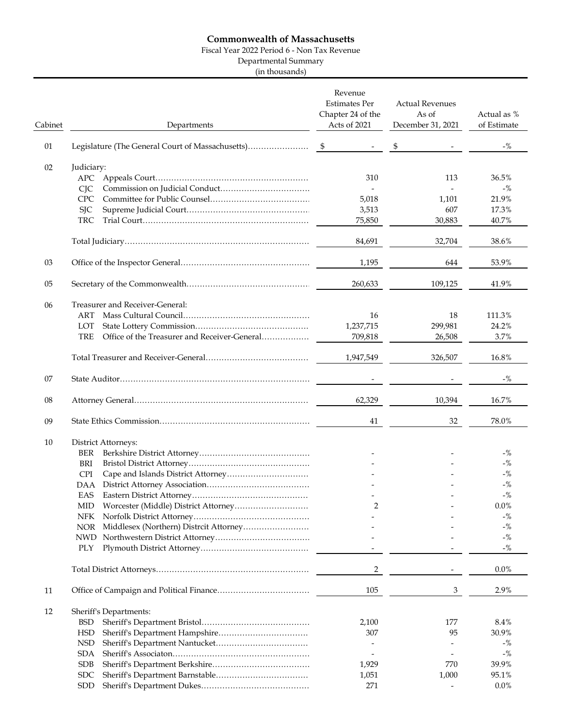**Commonwealth of Massachusetts**

Fiscal Year 2022 Period 6 - Non Tax Revenue

Departmental Summary

(in thousands)

| Cabinet | Departments | Revenue Estimates Per Chapter 24 of the Acts of 2021 | Actual Revenues As of December 31, 2021 | Actual as % of Estimate |
|---|---|---|---|---|
| 01 | Legislature (The General Court of Massachusetts)....................... | $ - | $ - | -% |
| 02 | Judiciary: | | | |
| | APC Appeals Court.......................................................... | 310 | 113 | 36.5% |
| | CJC Commission on Judicial Conduct................................. | - | - | -% |
| | CPC Committee for Public Counsel..................................... | 5,018 | 1,101 | 21.9% |
| | SJC Supreme Judicial Court............................................... | 3,513 | 607 | 17.3% |
| | TRC Trial Court............................................................... | 75,850 | 30,883 | 40.7% |
| | Total Judiciary...................................................................... | 84,691 | 32,704 | 38.6% |
| 03 | Office of the Inspector General................................................. | 1,195 | 644 | 53.9% |
| 05 | Secretary of the Commonwealth.............................................. | 260,633 | 109,125 | 41.9% |
| 06 | Treasurer and Receiver-General: | | | |
| | ART Mass Cultural Council................................................ | 16 | 18 | 111.3% |
| | LOT State Lottery Commission........................................... | 1,237,715 | 299,981 | 24.2% |
| | TRE Office of the Treasurer and Receiver-General.................. | 709,818 | 26,508 | 3.7% |
| | Total Treasurer and Receiver-General....................................... | 1,947,549 | 326,507 | 16.8% |
| 07 | State Auditor.......................................................................... | - | - | -% |
| 08 | Attorney General.................................................................... | 62,329 | 10,394 | 16.7% |
| 09 | State Ethics Commission......................................................... | 41 | 32 | 78.0% |
| 10 | District Attorneys: | | | |
| | BER Berkshire District Attorney.......................................... | - | - | -% |
| | BRI Bristol District Attorney.............................................. | - | - | -% |
| | CPI Cape and Islands District Attorney............................... | - | - | -% |
| | DAA District Attorney Association...................................... | - | - | -% |
| | EAS Eastern District Attorney............................................ | - | - | -% |
| | MID Worcester (Middle) District Attorney............................ | 2 | - | 0.0% |
| | NFK Norfolk District Attorney............................................ | - | - | -% |
| | NOR Middlesex (Northern) Distrcit Attorney......................... | - | - | -% |
| | NWD Northwestern District Attorney.................................... | - | - | -% |
| | PLY Plymouth District Attorney.......................................... | - | - | -% |
| | Total District Attorneys.......................................................... | 2 | - | 0.0% |
| 11 | Office of Campaign and Political Finance................................... | 105 | 3 | 2.9% |
| 12 | Sheriff's Departments: | | | |
| | BSD Sheriff's Department Bristol......................................... | 2,100 | 177 | 8.4% |
| | HSD Sheriff's Department Hampshire.................................. | 307 | 95 | 30.9% |
| | NSD Sheriff's Department Nantucket................................... | - | - | -% |
| | SDA Sheriff's Associaton................................................... | - | - | -% |
| | SDB Sheriff's Department Berkshire..................................... | 1,929 | 770 | 39.9% |
| | SDC Sheriff's Department Barnstable................................... | 1,051 | 1,000 | 95.1% |
| | SDD Sheriff's Department Dukes......................................... | 271 | - | 0.0% |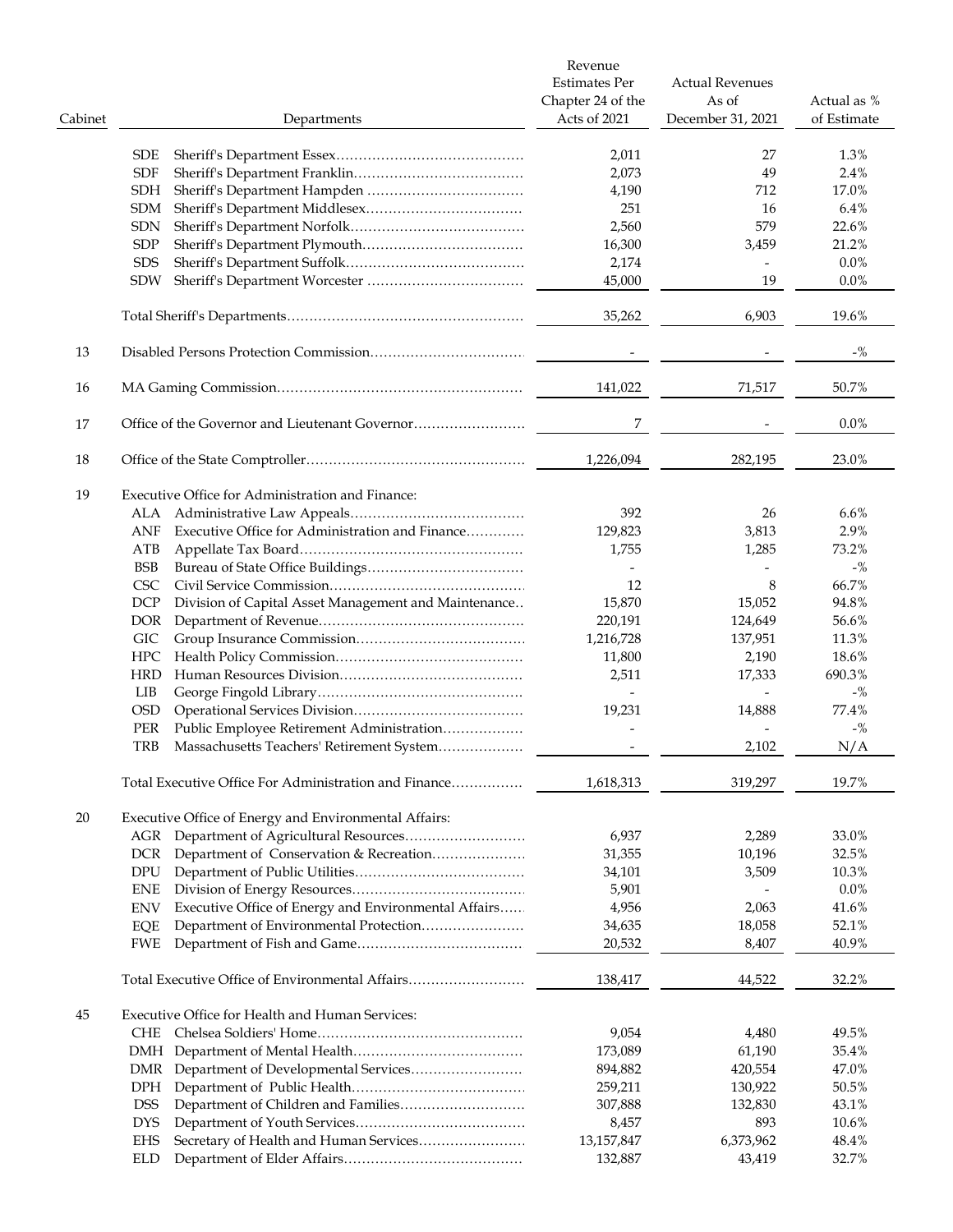| Cabinet | | Departments | Revenue Estimates Per Chapter 24 of the Acts of 2021 | Actual Revenues As of December 31, 2021 | Actual as % of Estimate |
|---|---|---|---|---|---|
| | SDE | Sheriff's Department Essex | 2,011 | 27 | 1.3% |
| | SDF | Sheriff's Department Franklin | 2,073 | 49 | 2.4% |
| | SDH | Sheriff's Department Hampden | 4,190 | 712 | 17.0% |
| | SDM | Sheriff's Department Middlesex | 251 | 16 | 6.4% |
| | SDN | Sheriff's Department Norfolk | 2,560 | 579 | 22.6% |
| | SDP | Sheriff's Department Plymouth | 16,300 | 3,459 | 21.2% |
| | SDS | Sheriff's Department Suffolk | 2,174 | - | 0.0% |
| | SDW | Sheriff's Department Worcester | 45,000 | 19 | 0.0% |
| | | Total Sheriff's Departments | 35,262 | 6,903 | 19.6% |
| 13 | | Disabled Persons Protection Commission | - | - | -% |
| 16 | | MA Gaming Commission | 141,022 | 71,517 | 50.7% |
| 17 | | Office of the Governor and Lieutenant Governor | 7 | - | 0.0% |
| 18 | | Office of the State Comptroller | 1,226,094 | 282,195 | 23.0% |
| 19 | | Executive Office for Administration and Finance: | | | |
| | ALA | Administrative Law Appeals | 392 | 26 | 6.6% |
| | ANF | Executive Office for Administration and Finance | 129,823 | 3,813 | 2.9% |
| | ATB | Appellate Tax Board | 1,755 | 1,285 | 73.2% |
| | BSB | Bureau of State Office Buildings | - | - | -% |
| | CSC | Civil Service Commission | 12 | 8 | 66.7% |
| | DCP | Division of Capital Asset Management and Maintenance | 15,870 | 15,052 | 94.8% |
| | DOR | Department of Revenue | 220,191 | 124,649 | 56.6% |
| | GIC | Group Insurance Commission | 1,216,728 | 137,951 | 11.3% |
| | HPC | Health Policy Commission | 11,800 | 2,190 | 18.6% |
| | HRD | Human Resources Division | 2,511 | 17,333 | 690.3% |
| | LIB | George Fingold Library | - | - | -% |
| | OSD | Operational Services Division | 19,231 | 14,888 | 77.4% |
| | PER | Public Employee Retirement Administration | - | - | -% |
| | TRB | Massachusetts Teachers' Retirement System | - | 2,102 | N/A |
| | | Total Executive Office For Administration and Finance | 1,618,313 | 319,297 | 19.7% |
| 20 | | Executive Office of Energy and Environmental Affairs: | | | |
| | AGR | Department of Agricultural Resources | 6,937 | 2,289 | 33.0% |
| | DCR | Department of Conservation & Recreation | 31,355 | 10,196 | 32.5% |
| | DPU | Department of Public Utilities | 34,101 | 3,509 | 10.3% |
| | ENE | Division of Energy Resources | 5,901 | - | 0.0% |
| | ENV | Executive Office of Energy and Environmental Affairs | 4,956 | 2,063 | 41.6% |
| | EQE | Department of Environmental Protection | 34,635 | 18,058 | 52.1% |
| | FWE | Department of Fish and Game | 20,532 | 8,407 | 40.9% |
| | | Total Executive Office of Environmental Affairs | 138,417 | 44,522 | 32.2% |
| 45 | | Executive Office for Health and Human Services: | | | |
| | CHE | Chelsea Soldiers' Home | 9,054 | 4,480 | 49.5% |
| | DMH | Department of Mental Health | 173,089 | 61,190 | 35.4% |
| | DMR | Department of Developmental Services | 894,882 | 420,554 | 47.0% |
| | DPH | Department of Public Health | 259,211 | 130,922 | 50.5% |
| | DSS | Department of Children and Families | 307,888 | 132,830 | 43.1% |
| | DYS | Department of Youth Services | 8,457 | 893 | 10.6% |
| | EHS | Secretary of Health and Human Services | 13,157,847 | 6,373,962 | 48.4% |
| | ELD | Department of Elder Affairs | 132,887 | 43,419 | 32.7% |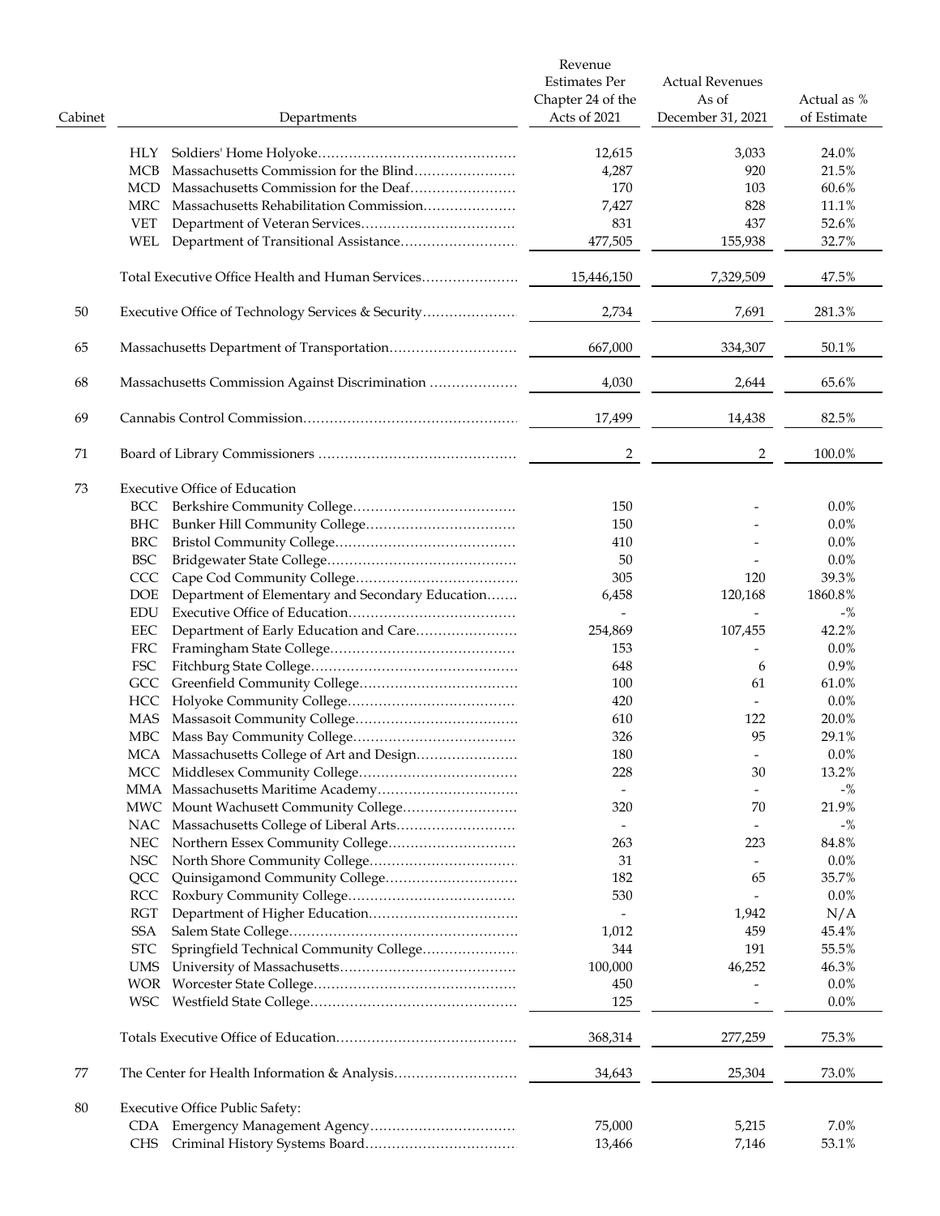| Cabinet | | Departments | Revenue Estimates Per Chapter 24 of the Acts of 2021 | Actual Revenues As of December 31, 2021 | Actual as % of Estimate |
|---|---|---|---|---|---|
| | HLY | Soldiers' Home Holyoke | 12,615 | 3,033 | 24.0% |
| | MCB | Massachusetts Commission for the Blind | 4,287 | 920 | 21.5% |
| | MCD | Massachusetts Commission for the Deaf | 170 | 103 | 60.6% |
| | MRC | Massachusetts Rehabilitation Commission | 7,427 | 828 | 11.1% |
| | VET | Department of Veteran Services | 831 | 437 | 52.6% |
| | WEL | Department of Transitional Assistance | 477,505 | 155,938 | 32.7% |
| | | Total Executive Office Health and Human Services | 15,446,150 | 7,329,509 | 47.5% |
| 50 | | Executive Office of Technology Services & Security | 2,734 | 7,691 | 281.3% |
| 65 | | Massachusetts Department of Transportation | 667,000 | 334,307 | 50.1% |
| 68 | | Massachusetts Commission Against Discrimination | 4,030 | 2,644 | 65.6% |
| 69 | | Cannabis Control Commission | 17,499 | 14,438 | 82.5% |
| 71 | | Board of Library Commissioners | 2 | 2 | 100.0% |
| 73 | | Executive Office of Education | | | |
| | BCC | Berkshire Community College | 150 | - | 0.0% |
| | BHC | Bunker Hill Community College | 150 | - | 0.0% |
| | BRC | Bristol Community College | 410 | - | 0.0% |
| | BSC | Bridgewater State College | 50 | - | 0.0% |
| | CCC | Cape Cod Community College | 305 | 120 | 39.3% |
| | DOE | Department of Elementary and Secondary Education | 6,458 | 120,168 | 1860.8% |
| | EDU | Executive Office of Education | - | - | -% |
| | EEC | Department of Early Education and Care | 254,869 | 107,455 | 42.2% |
| | FRC | Framingham State College | 153 | - | 0.0% |
| | FSC | Fitchburg State College | 648 | 6 | 0.9% |
| | GCC | Greenfield Community College | 100 | 61 | 61.0% |
| | HCC | Holyoke Community College | 420 | - | 0.0% |
| | MAS | Massasoit Community College | 610 | 122 | 20.0% |
| | MBC | Mass Bay Community College | 326 | 95 | 29.1% |
| | MCA | Massachusetts College of Art and Design | 180 | - | 0.0% |
| | MCC | Middlesex Community College | 228 | 30 | 13.2% |
| | MMA | Massachusetts Maritime Academy | - | - | -% |
| | MWC | Mount Wachusett Community College | 320 | 70 | 21.9% |
| | NAC | Massachusetts College of Liberal Arts | - | - | -% |
| | NEC | Northern Essex Community College | 263 | 223 | 84.8% |
| | NSC | North Shore Community College | 31 | - | 0.0% |
| | QCC | Quinsigamond Community College | 182 | 65 | 35.7% |
| | RCC | Roxbury Community College | 530 | - | 0.0% |
| | RGT | Department of Higher Education | - | 1,942 | N/A |
| | SSA | Salem State College | 1,012 | 459 | 45.4% |
| | STC | Springfield Technical Community College | 344 | 191 | 55.5% |
| | UMS | University of Massachusetts | 100,000 | 46,252 | 46.3% |
| | WOR | Worcester State College | 450 | - | 0.0% |
| | WSC | Westfield State College | 125 | - | 0.0% |
| | | Totals Executive Office of Education | 368,314 | 277,259 | 75.3% |
| 77 | | The Center for Health Information & Analysis | 34,643 | 25,304 | 73.0% |
| 80 | | Executive Office Public Safety: | | | |
| | CDA | Emergency Management Agency | 75,000 | 5,215 | 7.0% |
| | CHS | Criminal History Systems Board | 13,466 | 7,146 | 53.1% |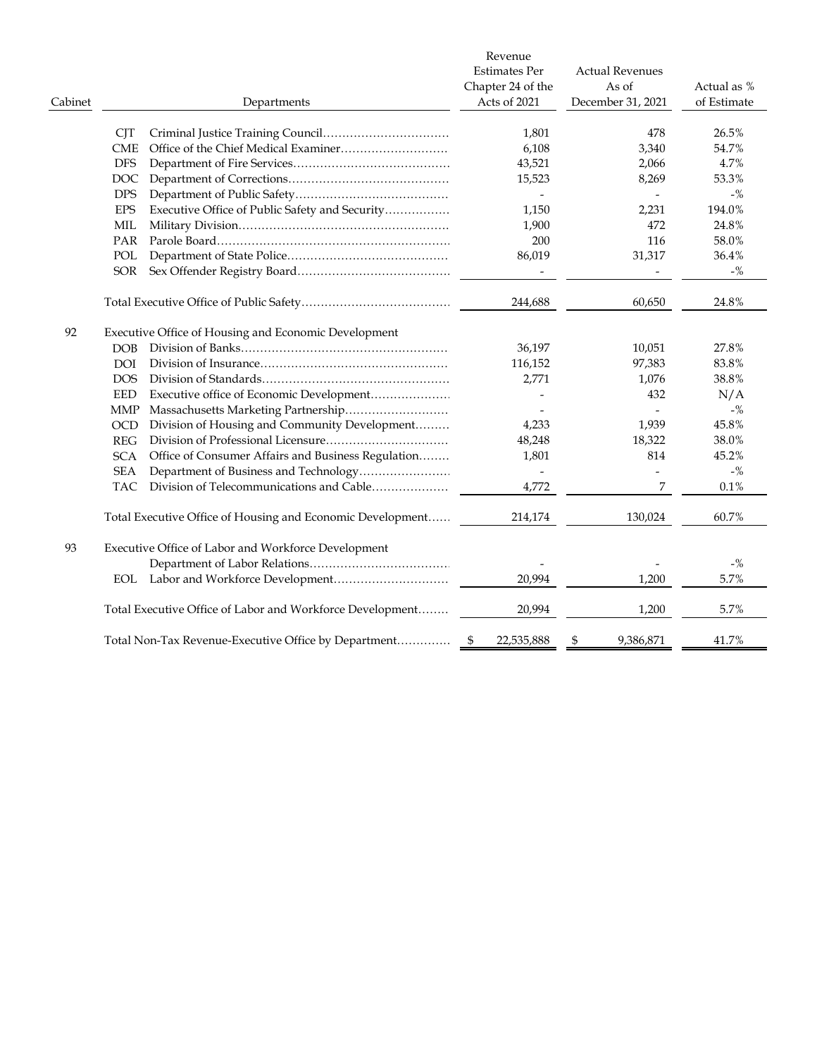| Cabinet | | Departments | Revenue Estimates Per Chapter 24 of the Acts of 2021 | Actual Revenues As of December 31, 2021 | Actual as % of Estimate |
|---|---|---|---|---|---|
| | CJT | Criminal Justice Training Council | 1,801 | 478 | 26.5% |
| | CME | Office of the Chief Medical Examiner | 6,108 | 3,340 | 54.7% |
| | DFS | Department of Fire Services | 43,521 | 2,066 | 4.7% |
| | DOC | Department of Corrections | 15,523 | 8,269 | 53.3% |
| | DPS | Department of Public Safety | - | - | -% |
| | EPS | Executive Office of Public Safety and Security | 1,150 | 2,231 | 194.0% |
| | MIL | Military Division | 1,900 | 472 | 24.8% |
| | PAR | Parole Board | 200 | 116 | 58.0% |
| | POL | Department of State Police | 86,019 | 31,317 | 36.4% |
| | SOR | Sex Offender Registry Board | - | - | -% |
| | | Total Executive Office of Public Safety | 244,688 | 60,650 | 24.8% |
| 92 | | Executive Office of Housing and Economic Development | | | |
| | DOB | Division of Banks | 36,197 | 10,051 | 27.8% |
| | DOI | Division of Insurance | 116,152 | 97,383 | 83.8% |
| | DOS | Division of Standards | 2,771 | 1,076 | 38.8% |
| | EED | Executive office of Economic Development | - | 432 | N/A |
| | MMP | Massachusetts Marketing Partnership | - | - | -% |
| | OCD | Division of Housing and Community Development | 4,233 | 1,939 | 45.8% |
| | REG | Division of Professional Licensure | 48,248 | 18,322 | 38.0% |
| | SCA | Office of Consumer Affairs and Business Regulation | 1,801 | 814 | 45.2% |
| | SEA | Department of Business and Technology | - | - | -% |
| | TAC | Division of Telecommunications and Cable | 4,772 | 7 | 0.1% |
| | | Total Executive Office of Housing and Economic Development | 214,174 | 130,024 | 60.7% |
| 93 | | Executive Office of Labor and Workforce Development | | | |
| | | Department of Labor Relations | - | - | -% |
| | EOL | Labor and Workforce Development | 20,994 | 1,200 | 5.7% |
| | | Total Executive Office of Labor and Workforce Development | 20,994 | 1,200 | 5.7% |
| | | Total Non-Tax Revenue-Executive Office by Department | $ 22,535,888 | $ 9,386,871 | 41.7% |